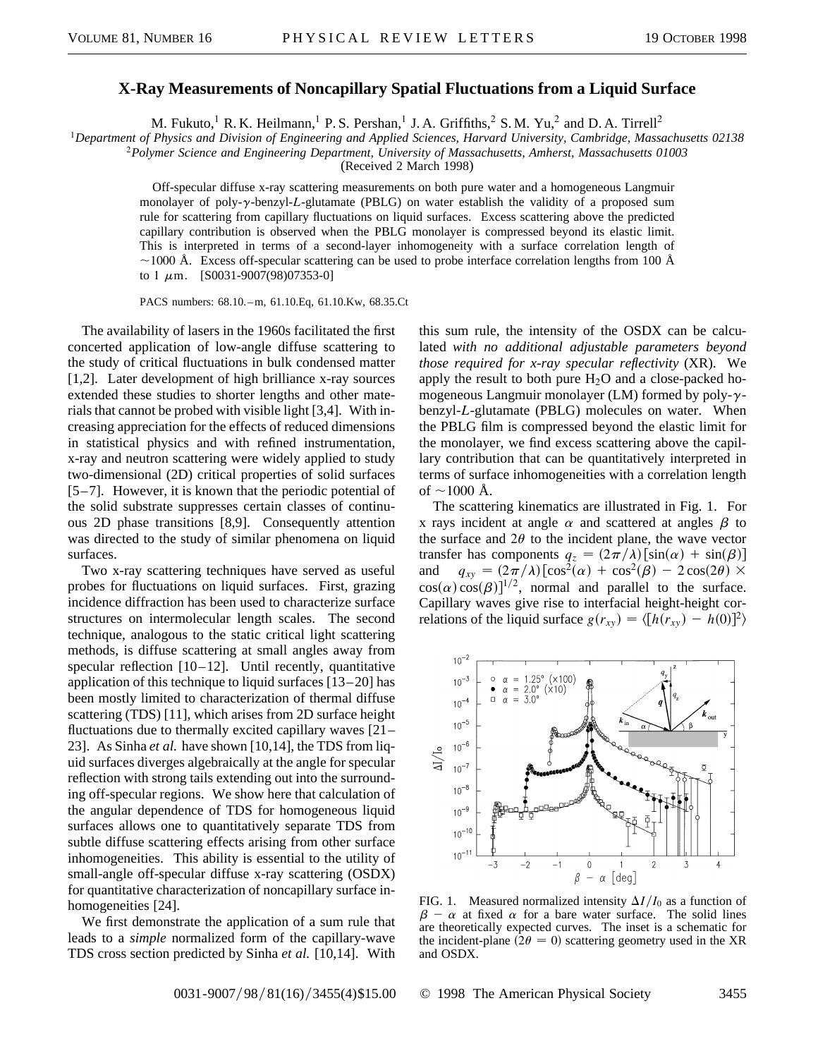# X-Ray Measurements of Noncapillary Spatial Fluctuations from a Liquid Surface

M. Fukuto,[1] R. K. Heilmann,[1] P. S. Pershan,[1] J. A. Griffiths,[2] S. M. Yu,[2] and D. A. Tirrell[2]

[1]*Department of Physics and Division of Engineering and Applied Sciences, Harvard University, Cambridge, Massachusetts 02138*

[2]*Polymer Science and Engineering Department, University of Massachusetts, Amherst, Massachusetts 01003*

(Received 2 March 1998)

Off-specular diffuse x-ray scattering measurements on both pure water and a homogeneous Langmuir monolayer of poly-$\gamma$-benzyl-*L*-glutamate (PBLG) on water establish the validity of a proposed sum rule for scattering from capillary fluctuations on liquid surfaces. Excess scattering above the predicted capillary contribution is observed when the PBLG monolayer is compressed beyond its elastic limit. This is interpreted in terms of a second-layer inhomogeneity with a surface correlation length of $\sim$1000 Å. Excess off-specular scattering can be used to probe interface correlation lengths from 100 Å to 1 $\mu$m. [S0031-9007(98)07353-0]

PACS numbers: 68.10.–m, 61.10.Eq, 61.10.Kw, 68.35.Ct

The availability of lasers in the 1960s facilitated the first concerted application of low-angle diffuse scattering to the study of critical fluctuations in bulk condensed matter [1,2]. Later development of high brilliance x-ray sources extended these studies to shorter lengths and other materials that cannot be probed with visible light [3,4]. With increasing appreciation for the effects of reduced dimensions in statistical physics and with refined instrumentation, x-ray and neutron scattering were widely applied to study two-dimensional (2D) critical properties of solid surfaces [5–7]. However, it is known that the periodic potential of the solid substrate suppresses certain classes of continuous 2D phase transitions [8,9]. Consequently attention was directed to the study of similar phenomena on liquid surfaces.

Two x-ray scattering techniques have served as useful probes for fluctuations on liquid surfaces. First, grazing incidence diffraction has been used to characterize surface structures on intermolecular length scales. The second technique, analogous to the static critical light scattering methods, is diffuse scattering at small angles away from specular reflection [10–12]. Until recently, quantitative application of this technique to liquid surfaces [13–20] has been mostly limited to characterization of thermal diffuse scattering (TDS) [11], which arises from 2D surface height fluctuations due to thermally excited capillary waves [21–23]. As Sinha *et al.* have shown [10,14], the TDS from liquid surfaces diverges algebraically at the angle for specular reflection with strong tails extending out into the surrounding off-specular regions. We show here that calculation of the angular dependence of TDS for homogeneous liquid surfaces allows one to quantitatively separate TDS from subtle diffuse scattering effects arising from other surface inhomogeneities. This ability is essential to the utility of small-angle off-specular diffuse x-ray scattering (OSDX) for quantitative characterization of noncapillary surface inhomogeneities [24].

We first demonstrate the application of a sum rule that leads to a *simple* normalized form of the capillary-wave TDS cross section predicted by Sinha *et al.* [10,14]. With this sum rule, the intensity of the OSDX can be calculated *with no additional adjustable parameters beyond those required for x-ray specular reflectivity* (XR). We apply the result to both pure $H_2O$ and a close-packed homogeneous Langmuir monolayer (LM) formed by poly-$\gamma$-benzyl-*L*-glutamate (PBLG) molecules on water. When the PBLG film is compressed beyond the elastic limit for the monolayer, we find excess scattering above the capillary contribution that can be quantitatively interpreted in terms of surface inhomogeneities with a correlation length of $\sim$1000 Å.

The scattering kinematics are illustrated in Fig. 1. For x rays incident at angle $\alpha$ and scattered at angles $\beta$ to the surface and $2\theta$ to the incident plane, the wave vector transfer has components $q_z = (2\pi/\lambda)[\sin(\alpha) + \sin(\beta)]$ and $q_{xy} = (2\pi/\lambda)[\cos^2(\alpha) + \cos^2(\beta) - 2\cos(2\theta) \times \cos(\alpha)\cos(\beta)]^{1/2}$, normal and parallel to the surface. Capillary waves give rise to interfacial height-height correlations of the liquid surface $g(r_{xy}) = \langle[h(r_{xy}) - h(0)]^2\rangle$

FIG. 1. Measured normalized intensity $\Delta I/I_0$ as a function of $\beta - \alpha$ at fixed $\alpha$ for a bare water surface. The solid lines are theoretically expected curves. The inset is a schematic for the incident-plane ($2\theta = 0$) scattering geometry used in the XR and OSDX.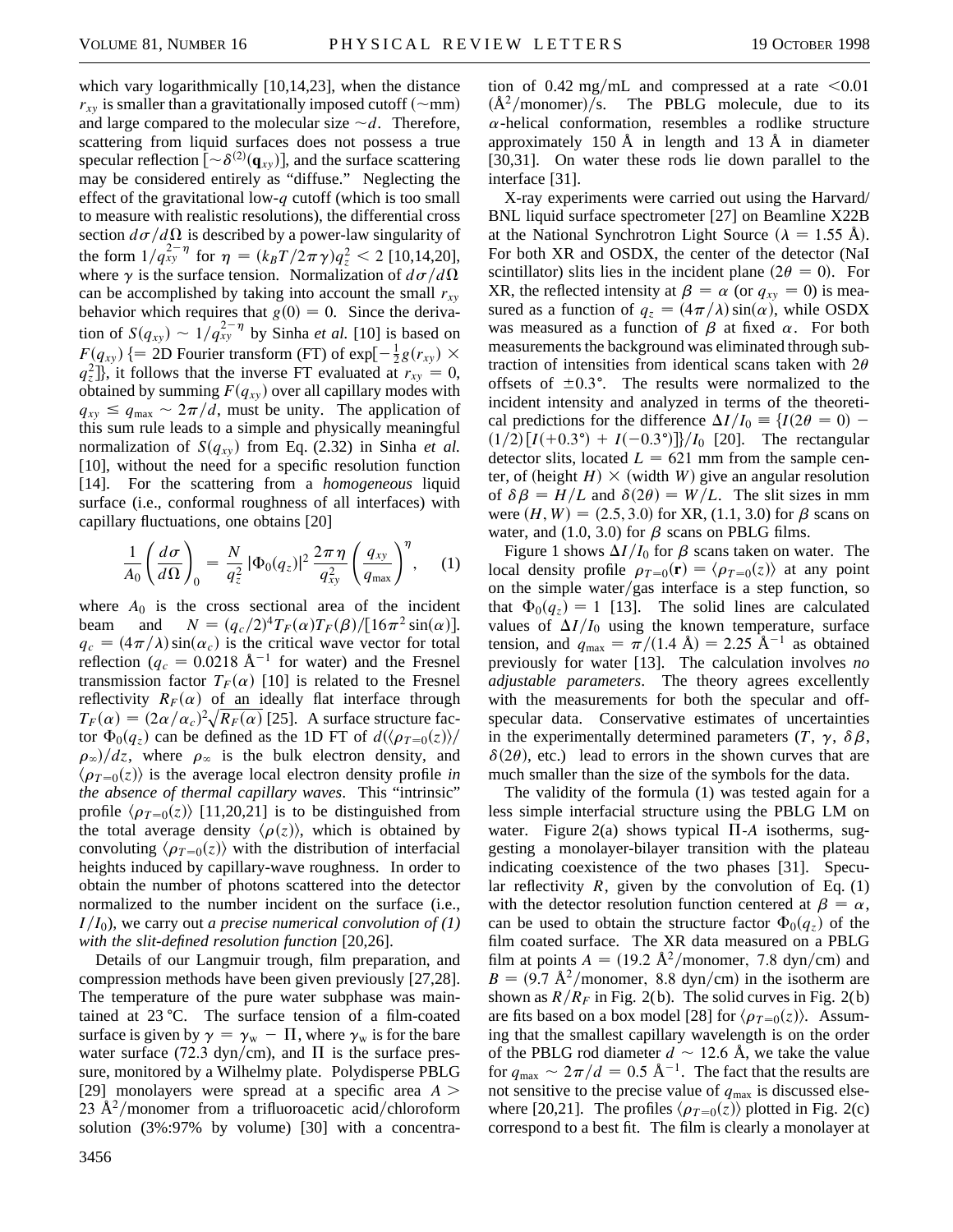which vary logarithmically [10,14,23], when the distance $r_{xy}$ is smaller than a gravitationally imposed cutoff ($\sim$mm) and large compared to the molecular size $\sim d$. Therefore, scattering from liquid surfaces does not possess a true specular reflection [$\sim \delta^{(2)}(\mathbf{q}_{xy})$], and the surface scattering may be considered entirely as "diffuse." Neglecting the effect of the gravitational low-$q$ cutoff (which is too small to measure with realistic resolutions), the differential cross section $d\sigma/d\Omega$ is described by a power-law singularity of the form $1/q_{xy}^{2-\eta}$ for $\eta = (k_B T/2\pi\gamma)q_z^2 < 2$ [10,14,20], where $\gamma$ is the surface tension. Normalization of $d\sigma/d\Omega$ can be accomplished by taking into account the small $r_{xy}$ behavior which requires that $g(0) = 0$. Since the derivation of $S(q_{xy}) \sim 1/q_{xy}^{2-\eta}$ by Sinha *et al.* [10] is based on $F(q_{xy})$ {= 2D Fourier transform (FT) of $\exp[-\frac{1}{2}g(r_{xy}) \times q_z^2]$}, it follows that the inverse FT evaluated at $r_{xy} = 0$, obtained by summing $F(q_{xy})$ over all capillary modes with $q_{xy} \leq q_{max} \sim 2\pi/d$, must be unity. The application of this sum rule leads to a simple and physically meaningful normalization of $S(q_{xy})$ from Eq. (2.32) in Sinha *et al.* [10], without the need for a specific resolution function [14]. For the scattering from a *homogeneous* liquid surface (i.e., conformal roughness of all interfaces) with capillary fluctuations, one obtains [20]

$$\frac{1}{A_0}\left(\frac{d\sigma}{d\Omega}\right)_0 = \frac{N}{q_z^2}\,|\Phi_0(q_z)|^2\,\frac{2\pi\eta}{q_{xy}^2}\left(\frac{q_{xy}}{q_{max}}\right)^{\eta}, \quad (1)$$

where $A_0$ is the cross sectional area of the incident beam and $N = (q_c/2)^4 T_F(\alpha) T_F(\beta)/[16\pi^2 \sin(\alpha)]$. $q_c = (4\pi/\lambda)\sin(\alpha_c)$ is the critical wave vector for total reflection ($q_c = 0.0218$ Å$^{-1}$ for water) and the Fresnel transmission factor $T_F(\alpha)$ [10] is related to the Fresnel reflectivity $R_F(\alpha)$ of an ideally flat interface through $T_F(\alpha) = (2\alpha/\alpha_c)^2\sqrt{R_F(\alpha)}$ [25]. A surface structure factor $\Phi_0(q_z)$ can be defined as the 1D FT of $d(\langle\rho_{T=0}(z)\rangle/\rho_\infty)/dz$, where $\rho_\infty$ is the bulk electron density, and $\langle\rho_{T=0}(z)\rangle$ is the average local electron density profile *in the absence of thermal capillary waves*. This "intrinsic" profile $\langle\rho_{T=0}(z)\rangle$ [11,20,21] is to be distinguished from the total average density $\langle\rho(z)\rangle$, which is obtained by convoluting $\langle\rho_{T=0}(z)\rangle$ with the distribution of interfacial heights induced by capillary-wave roughness. In order to obtain the number of photons scattered into the detector normalized to the number incident on the surface (i.e., $I/I_0$), we carry out *a precise numerical convolution of (1) with the slit-defined resolution function* [20,26].

Details of our Langmuir trough, film preparation, and compression methods have been given previously [27,28]. The temperature of the pure water subphase was maintained at 23 °C. The surface tension of a film-coated surface is given by $\gamma = \gamma_w - \Pi$, where $\gamma_w$ is for the bare water surface (72.3 dyn/cm), and $\Pi$ is the surface pressure, monitored by a Wilhelmy plate. Polydisperse PBLG [29] monolayers were spread at a specific area $A >$ 23 Å$^2$/monomer from a trifluoroacetic acid/chloroform solution (3%:97% by volume) [30] with a concentration of 0.42 mg/mL and compressed at a rate <0.01 (Å$^2$/monomer)/s. The PBLG molecule, due to its $\alpha$-helical conformation, resembles a rodlike structure approximately 150 Å in length and 13 Å in diameter [30,31]. On water these rods lie down parallel to the interface [31].

X-ray experiments were carried out using the Harvard/BNL liquid surface spectrometer [27] on Beamline X22B at the National Synchrotron Light Source ($\lambda = 1.55$ Å). For both XR and OSDX, the center of the detector (NaI scintillator) slits lies in the incident plane ($2\theta = 0$). For XR, the reflected intensity at $\beta = \alpha$ (or $q_{xy} = 0$) is measured as a function of $q_z = (4\pi/\lambda)\sin(\alpha)$, while OSDX was measured as a function of $\beta$ at fixed $\alpha$. For both measurements the background was eliminated through subtraction of intensities from identical scans taken with $2\theta$ offsets of $\pm 0.3°$. The results were normalized to the incident intensity and analyzed in terms of the theoretical predictions for the difference $\Delta I/I_0 \equiv \{I(2\theta = 0) - (1/2)[I(+0.3°) + I(-0.3°)]\}/I_0$ [20]. The rectangular detector slits, located $L = 621$ mm from the sample center, of (height $H$) × (width $W$) give an angular resolution of $\delta\beta = H/L$ and $\delta(2\theta) = W/L$. The slit sizes in mm were $(H, W) = (2.5, 3.0)$ for XR, (1.1, 3.0) for $\beta$ scans on water, and (1.0, 3.0) for $\beta$ scans on PBLG films.

Figure 1 shows $\Delta I/I_0$ for $\beta$ scans taken on water. The local density profile $\rho_{T=0}(\mathbf{r}) = \langle\rho_{T=0}(z)\rangle$ at any point on the simple water/gas interface is a step function, so that $\Phi_0(q_z) = 1$ [13]. The solid lines are calculated values of $\Delta I/I_0$ using the known temperature, surface tension, and $q_{max} = \pi/(1.4$ Å$) = 2.25$ Å$^{-1}$ as obtained previously for water [13]. The calculation involves *no adjustable parameters*. The theory agrees excellently with the measurements for both the specular and off-specular data. Conservative estimates of uncertainties in the experimentally determined parameters ($T$, $\gamma$, $\delta\beta$, $\delta(2\theta)$, etc.) lead to errors in the shown curves that are much smaller than the size of the symbols for the data.

The validity of the formula (1) was tested again for a less simple interfacial structure using the PBLG LM on water. Figure 2(a) shows typical $\Pi$-$A$ isotherms, suggesting a monolayer-bilayer transition with the plateau indicating coexistence of the two phases [31]. Specular reflectivity $R$, given by the convolution of Eq. (1) with the detector resolution function centered at $\beta = \alpha$, can be used to obtain the structure factor $\Phi_0(q_z)$ of the film coated surface. The XR data measured on a PBLG film at points $A =$ (19.2 Å$^2$/monomer, 7.8 dyn/cm) and $B =$ (9.7 Å$^2$/monomer, 8.8 dyn/cm) in the isotherm are shown as $R/R_F$ in Fig. 2(b). The solid curves in Fig. 2(b) are fits based on a box model [28] for $\langle\rho_{T=0}(z)\rangle$. Assuming that the smallest capillary wavelength is on the order of the PBLG rod diameter $d \sim 12.6$ Å, we take the value for $q_{max} \sim 2\pi/d = 0.5$ Å$^{-1}$. The fact that the results are not sensitive to the precise value of $q_{max}$ is discussed elsewhere [20,21]. The profiles $\langle\rho_{T=0}(z)\rangle$ plotted in Fig. 2(c) correspond to a best fit. The film is clearly a monolayer at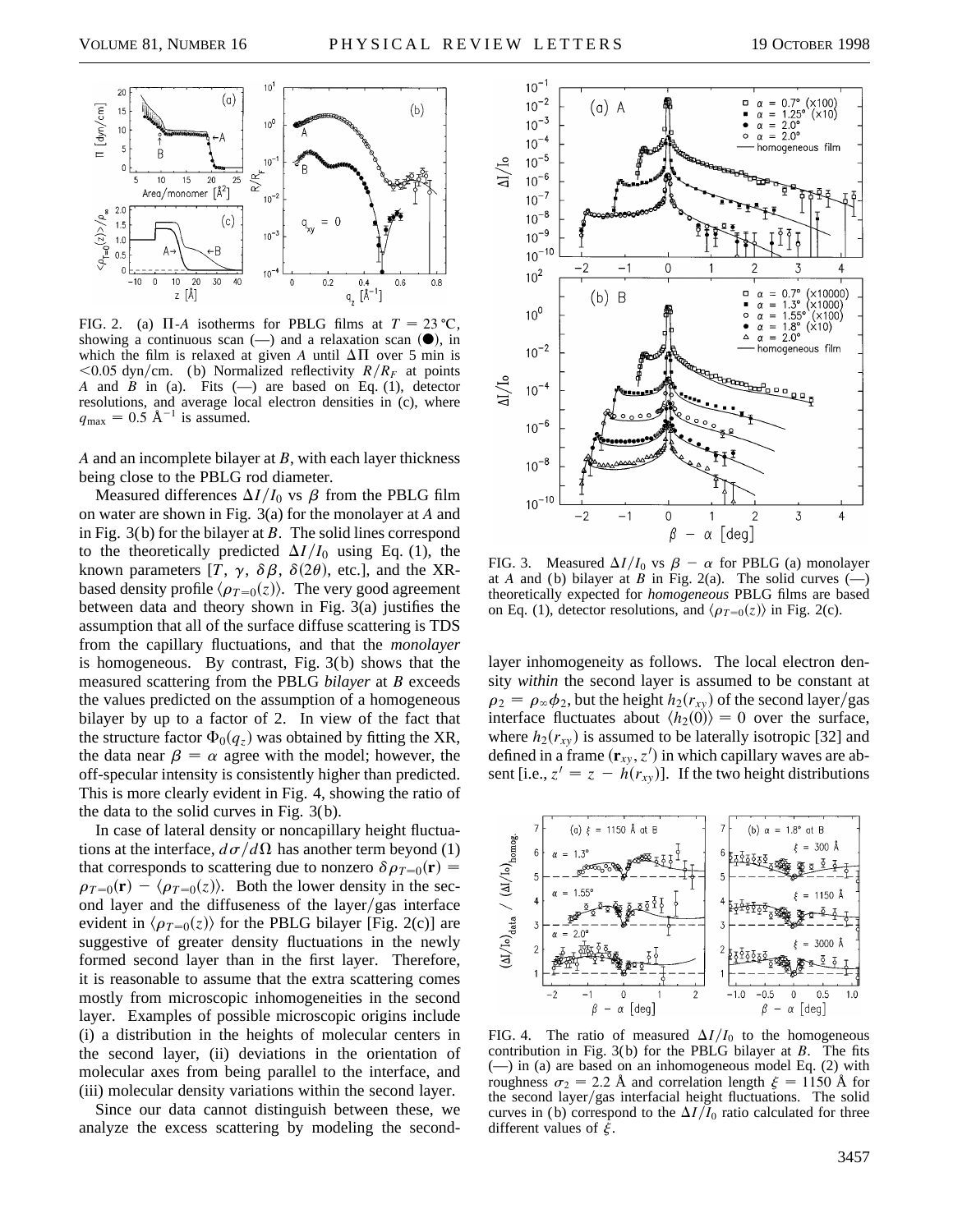FIG. 2. (a) $\Pi$-$A$ isotherms for PBLG films at $T = 23\,^\circ\mathrm{C}$, showing a continuous scan (—) and a relaxation scan (●), in which the film is relaxed at given $A$ until $\Delta\Pi$ over 5 min is $<0.05$ dyn/cm. (b) Normalized reflectivity $R/R_F$ at points $A$ and $B$ in (a). Fits (—) are based on Eq. (1), detector resolutions, and average local electron densities in (c), where $q_{\mathrm{max}} = 0.5$ Å$^{-1}$ is assumed.

$A$ and an incomplete bilayer at $B$, with each layer thickness being close to the PBLG rod diameter.

Measured differences $\Delta I/I_0$ vs $\beta$ from the PBLG film on water are shown in Fig. 3(a) for the monolayer at $A$ and in Fig. 3(b) for the bilayer at $B$. The solid lines correspond to the theoretically predicted $\Delta I/I_0$ using Eq. (1), the known parameters [$T$, $\gamma$, $\delta\beta$, $\delta(2\theta)$, etc.], and the XR-based density profile $\langle\rho_{T=0}(z)\rangle$. The very good agreement between data and theory shown in Fig. 3(a) justifies the assumption that all of the surface diffuse scattering is TDS from the capillary fluctuations, and that the *monolayer* is homogeneous. By contrast, Fig. 3(b) shows that the measured scattering from the PBLG *bilayer* at $B$ exceeds the values predicted on the assumption of a homogeneous bilayer by up to a factor of 2. In view of the fact that the structure factor $\Phi_0(q_z)$ was obtained by fitting the XR, the data near $\beta = \alpha$ agree with the model; however, the off-specular intensity is consistently higher than predicted. This is more clearly evident in Fig. 4, showing the ratio of the data to the solid curves in Fig. 3(b).

In case of lateral density or noncapillary height fluctuations at the interface, $d\sigma/d\Omega$ has another term beyond (1) that corresponds to scattering due to nonzero $\delta\rho_{T=0}(\mathbf{r}) = \rho_{T=0}(\mathbf{r}) - \langle\rho_{T=0}(z)\rangle$. Both the lower density in the second layer and the diffuseness of the layer/gas interface evident in $\langle\rho_{T=0}(z)\rangle$ for the PBLG bilayer [Fig. 2(c)] are suggestive of greater density fluctuations in the newly formed second layer than in the first layer. Therefore, it is reasonable to assume that the extra scattering comes mostly from microscopic inhomogeneities in the second layer. Examples of possible microscopic origins include (i) a distribution in the heights of molecular centers in the second layer, (ii) deviations in the orientation of molecular axes from being parallel to the interface, and (iii) molecular density variations within the second layer.

Since our data cannot distinguish between these, we analyze the excess scattering by modeling the second-layer inhomogeneity as follows. The local electron density *within* the second layer is assumed to be constant at $\rho_2 = \rho_\infty\phi_2$, but the height $h_2(r_{xy})$ of the second layer/gas interface fluctuates about $\langle h_2(0)\rangle = 0$ over the surface, where $h_2(r_{xy})$ is assumed to be laterally isotropic [32] and defined in a frame $(\mathbf{r}_{xy}, z')$ in which capillary waves are absent [i.e., $z' = z - h(r_{xy})$]. If the two height distributions

FIG. 3. Measured $\Delta I/I_0$ vs $\beta - \alpha$ for PBLG (a) monolayer at $A$ and (b) bilayer at $B$ in Fig. 2(a). The solid curves (—) theoretically expected for *homogeneous* PBLG films are based on Eq. (1), detector resolutions, and $\langle\rho_{T=0}(z)\rangle$ in Fig. 2(c).

FIG. 4. The ratio of measured $\Delta I/I_0$ to the homogeneous contribution in Fig. 3(b) for the PBLG bilayer at $B$. The fits (—) in (a) are based on an inhomogeneous model Eq. (2) with roughness $\sigma_2 = 2.2$ Å and correlation length $\xi = 1150$ Å for the second layer/gas interfacial height fluctuations. The solid curves in (b) correspond to the $\Delta I/I_0$ ratio calculated for three different values of $\xi$.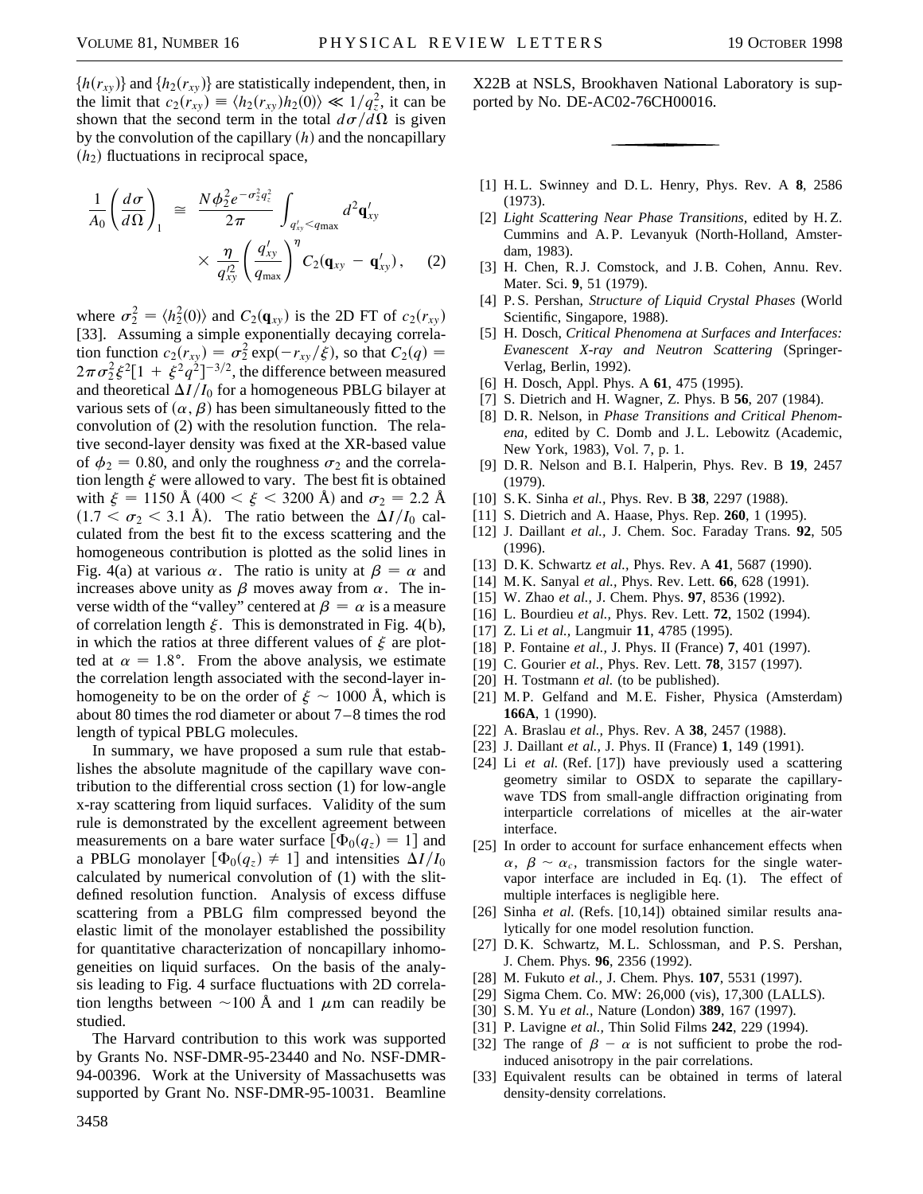$\{h(r_{xy})\}$ and $\{h_2(r_{xy})\}$ are statistically independent, then, in the limit that $c_2(r_{xy}) \equiv \langle h_2(r_{xy}) h_2(0)\rangle \ll 1/q_z^2$, it can be shown that the second term in the total $d\sigma/d\Omega$ is given by the convolution of the capillary ($h$) and the noncapillary ($h_2$) fluctuations in reciprocal space,

$$\frac{1}{A_0}\left(\frac{d\sigma}{d\Omega}\right)_1 \cong \frac{N\phi_2^2 e^{-\sigma_2^2 q_z^2}}{2\pi} \int_{q'_{xy}<q_{\max}} d^2\mathbf{q}'_{xy} \times \frac{\eta}{q'^2_{xy}}\left(\frac{q'_{xy}}{q_{\max}}\right)^{\eta} C_2(\mathbf{q}_{xy} - \mathbf{q}'_{xy}), \quad (2)$$

where $\sigma_2^2 = \langle h_2^2(0)\rangle$ and $C_2(\mathbf{q}_{xy})$ is the 2D FT of $c_2(r_{xy})$ [33]. Assuming a simple exponentially decaying correlation function $c_2(r_{xy}) = \sigma_2^2 \exp(-r_{xy}/\xi)$, so that $C_2(q) = 2\pi\sigma_2^2\xi^2[1 + \xi^2 q^2]^{-3/2}$, the difference between measured and theoretical $\Delta I/I_0$ for a homogeneous PBLG bilayer at various sets of $(\alpha, \beta)$ has been simultaneously fitted to the convolution of (2) with the resolution function. The relative second-layer density was fixed at the XR-based value of $\phi_2 = 0.80$, and only the roughness $\sigma_2$ and the correlation length $\xi$ were allowed to vary. The best fit is obtained with $\xi = 1150$ Å ($400 < \xi < 3200$ Å) and $\sigma_2 = 2.2$ Å ($1.7 < \sigma_2 < 3.1$ Å). The ratio between the $\Delta I/I_0$ calculated from the best fit to the excess scattering and the homogeneous contribution is plotted as the solid lines in Fig. 4(a) at various $\alpha$. The ratio is unity at $\beta = \alpha$ and increases above unity as $\beta$ moves away from $\alpha$. The inverse width of the "valley" centered at $\beta = \alpha$ is a measure of correlation length $\xi$. This is demonstrated in Fig. 4(b), in which the ratios at three different values of $\xi$ are plotted at $\alpha = 1.8°$. From the above analysis, we estimate the correlation length associated with the second-layer inhomogeneity to be on the order of $\xi \sim 1000$ Å, which is about 80 times the rod diameter or about 7–8 times the rod length of typical PBLG molecules.

In summary, we have proposed a sum rule that establishes the absolute magnitude of the capillary wave contribution to the differential cross section (1) for low-angle x-ray scattering from liquid surfaces. Validity of the sum rule is demonstrated by the excellent agreement between measurements on a bare water surface $[\Phi_0(q_z) = 1]$ and a PBLG monolayer $[\Phi_0(q_z) \neq 1]$ and intensities $\Delta I/I_0$ calculated by numerical convolution of (1) with the slit-defined resolution function. Analysis of excess diffuse scattering from a PBLG film compressed beyond the elastic limit of the monolayer established the possibility for quantitative characterization of noncapillary inhomogeneities on liquid surfaces. On the basis of the analysis leading to Fig. 4 surface fluctuations with 2D correlation lengths between ~100 Å and 1 $\mu$m can readily be studied.

The Harvard contribution to this work was supported by Grants No. NSF-DMR-95-23440 and No. NSF-DMR-94-00396. Work at the University of Massachusetts was supported by Grant No. NSF-DMR-95-10031. Beamline X22B at NSLS, Brookhaven National Laboratory is supported by No. DE-AC02-76CH00016.

---

[1] H. L. Swinney and D. L. Henry, Phys. Rev. A **8**, 2586 (1973).

[2] *Light Scattering Near Phase Transitions*, edited by H. Z. Cummins and A. P. Levanyuk (North-Holland, Amsterdam, 1983).

[3] H. Chen, R. J. Comstock, and J. B. Cohen, Annu. Rev. Mater. Sci. **9**, 51 (1979).

[4] P. S. Pershan, *Structure of Liquid Crystal Phases* (World Scientific, Singapore, 1988).

[5] H. Dosch, *Critical Phenomena at Surfaces and Interfaces: Evanescent X-ray and Neutron Scattering* (Springer-Verlag, Berlin, 1992).

[6] H. Dosch, Appl. Phys. A **61**, 475 (1995).

[7] S. Dietrich and H. Wagner, Z. Phys. B **56**, 207 (1984).

[8] D. R. Nelson, in *Phase Transitions and Critical Phenomena*, edited by C. Domb and J. L. Lebowitz (Academic, New York, 1983), Vol. 7, p. 1.

[9] D. R. Nelson and B. I. Halperin, Phys. Rev. B **19**, 2457 (1979).

[10] S. K. Sinha *et al.*, Phys. Rev. B **38**, 2297 (1988).

[11] S. Dietrich and A. Haase, Phys. Rep. **260**, 1 (1995).

[12] J. Daillant *et al.*, J. Chem. Soc. Faraday Trans. **92**, 505 (1996).

[13] D. K. Schwartz *et al.*, Phys. Rev. A **41**, 5687 (1990).

[14] M. K. Sanyal *et al.*, Phys. Rev. Lett. **66**, 628 (1991).

[15] W. Zhao *et al.*, J. Chem. Phys. **97**, 8536 (1992).

[16] L. Bourdieu *et al.*, Phys. Rev. Lett. **72**, 1502 (1994).

[17] Z. Li *et al.*, Langmuir **11**, 4785 (1995).

[18] P. Fontaine *et al.*, J. Phys. II (France) **7**, 401 (1997).

[19] C. Gourier *et al.*, Phys. Rev. Lett. **78**, 3157 (1997).

[20] H. Tostmann *et al.* (to be published).

[21] M. P. Gelfand and M. E. Fisher, Physica (Amsterdam) **166A**, 1 (1990).

[22] A. Braslau *et al.*, Phys. Rev. A **38**, 2457 (1988).

[23] J. Daillant *et al.*, J. Phys. II (France) **1**, 149 (1991).

[24] Li *et al.* (Ref. [17]) have previously used a scattering geometry similar to OSDX to separate the capillary-wave TDS from small-angle diffraction originating from interparticle correlations of micelles at the air-water interface.

[25] In order to account for surface enhancement effects when $\alpha$, $\beta \sim \alpha_c$, transmission factors for the single water-vapor interface are included in Eq. (1). The effect of multiple interfaces is negligible here.

[26] Sinha *et al.* (Refs. [10,14]) obtained similar results analytically for one model resolution function.

[27] D. K. Schwartz, M. L. Schlossman, and P. S. Pershan, J. Chem. Phys. **96**, 2356 (1992).

[28] M. Fukuto *et al.*, J. Chem. Phys. **107**, 5531 (1997).

[29] Sigma Chem. Co. MW: 26,000 (vis), 17,300 (LALLS).

[30] S. M. Yu *et al.*, Nature (London) **389**, 167 (1997).

[31] P. Lavigne *et al.*, Thin Solid Films **242**, 229 (1994).

[32] The range of $\beta - \alpha$ is not sufficient to probe the rod-induced anisotropy in the pair correlations.

[33] Equivalent results can be obtained in terms of lateral density-density correlations.